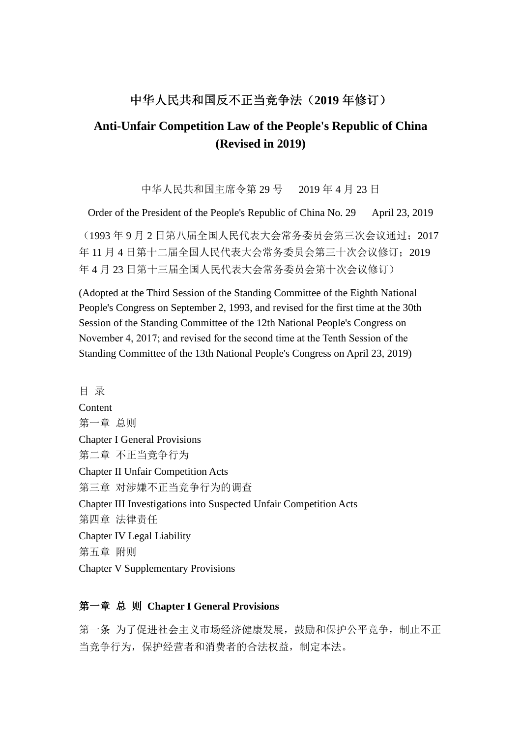# 中华人民共和国反不正当竞争法（2019 年修订）

# Anti-Unfair Competition Law of the People's Republic of China (Revised in 2019)

中华人民共和国主席令第 29 号　2019 年 4 月 23 日

Order of the President of the People's Republic of China No. 29　April 23, 2019

（1993 年 9 月 2 日第八届全国人民代表大会常务委员会第三次会议通过；2017 年 11 月 4 日第十二届全国人民代表大会常务委员会第三十次会议修订；2019 年 4 月 23 日第十三届全国人民代表大会常务委员会第十次会议修订）

(Adopted at the Third Session of the Standing Committee of the Eighth National People's Congress on September 2, 1993, and revised for the first time at the 30th Session of the Standing Committee of the 12th National People's Congress on November 4, 2017; and revised for the second time at the Tenth Session of the Standing Committee of the 13th National People's Congress on April 23, 2019)

目 录

Content

第一章 总则

Chapter I General Provisions

第二章 不正当竞争行为

Chapter II Unfair Competition Acts

第三章 对涉嫌不正当竞争行为的调查

Chapter III Investigations into Suspected Unfair Competition Acts

第四章 法律责任

Chapter IV Legal Liability

第五章 附则

Chapter V Supplementary Provisions

## 第一章 总 则 Chapter I General Provisions

第一条 为了促进社会主义市场经济健康发展，鼓励和保护公平竞争，制止不正当竞争行为，保护经营者和消费者的合法权益，制定本法。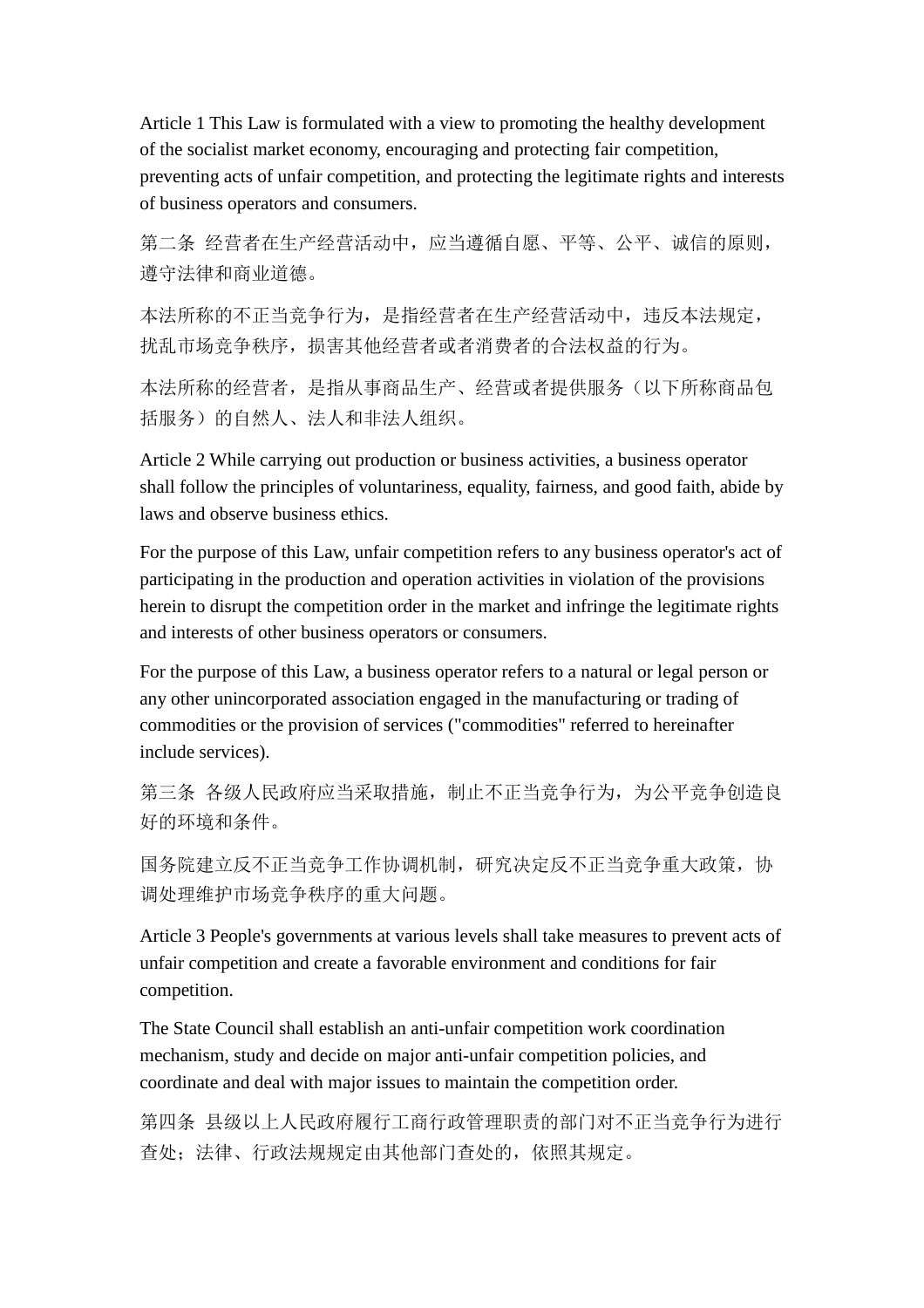Article 1 This Law is formulated with a view to promoting the healthy development of the socialist market economy, encouraging and protecting fair competition, preventing acts of unfair competition, and protecting the legitimate rights and interests of business operators and consumers.

第二条 经营者在生产经营活动中，应当遵循自愿、平等、公平、诚信的原则，遵守法律和商业道德。

本法所称的不正当竞争行为，是指经营者在生产经营活动中，违反本法规定，扰乱市场竞争秩序，损害其他经营者或者消费者的合法权益的行为。

本法所称的经营者，是指从事商品生产、经营或者提供服务（以下所称商品包括服务）的自然人、法人和非法人组织。

Article 2 While carrying out production or business activities, a business operator shall follow the principles of voluntariness, equality, fairness, and good faith, abide by laws and observe business ethics.

For the purpose of this Law, unfair competition refers to any business operator's act of participating in the production and operation activities in violation of the provisions herein to disrupt the competition order in the market and infringe the legitimate rights and interests of other business operators or consumers.

For the purpose of this Law, a business operator refers to a natural or legal person or any other unincorporated association engaged in the manufacturing or trading of commodities or the provision of services ("commodities" referred to hereinafter include services).

第三条 各级人民政府应当采取措施，制止不正当竞争行为，为公平竞争创造良好的环境和条件。

国务院建立反不正当竞争工作协调机制，研究决定反不正当竞争重大政策，协调处理维护市场竞争秩序的重大问题。

Article 3 People's governments at various levels shall take measures to prevent acts of unfair competition and create a favorable environment and conditions for fair competition.

The State Council shall establish an anti-unfair competition work coordination mechanism, study and decide on major anti-unfair competition policies, and coordinate and deal with major issues to maintain the competition order.

第四条 县级以上人民政府履行工商行政管理职责的部门对不正当竞争行为进行查处；法律、行政法规规定由其他部门查处的，依照其规定。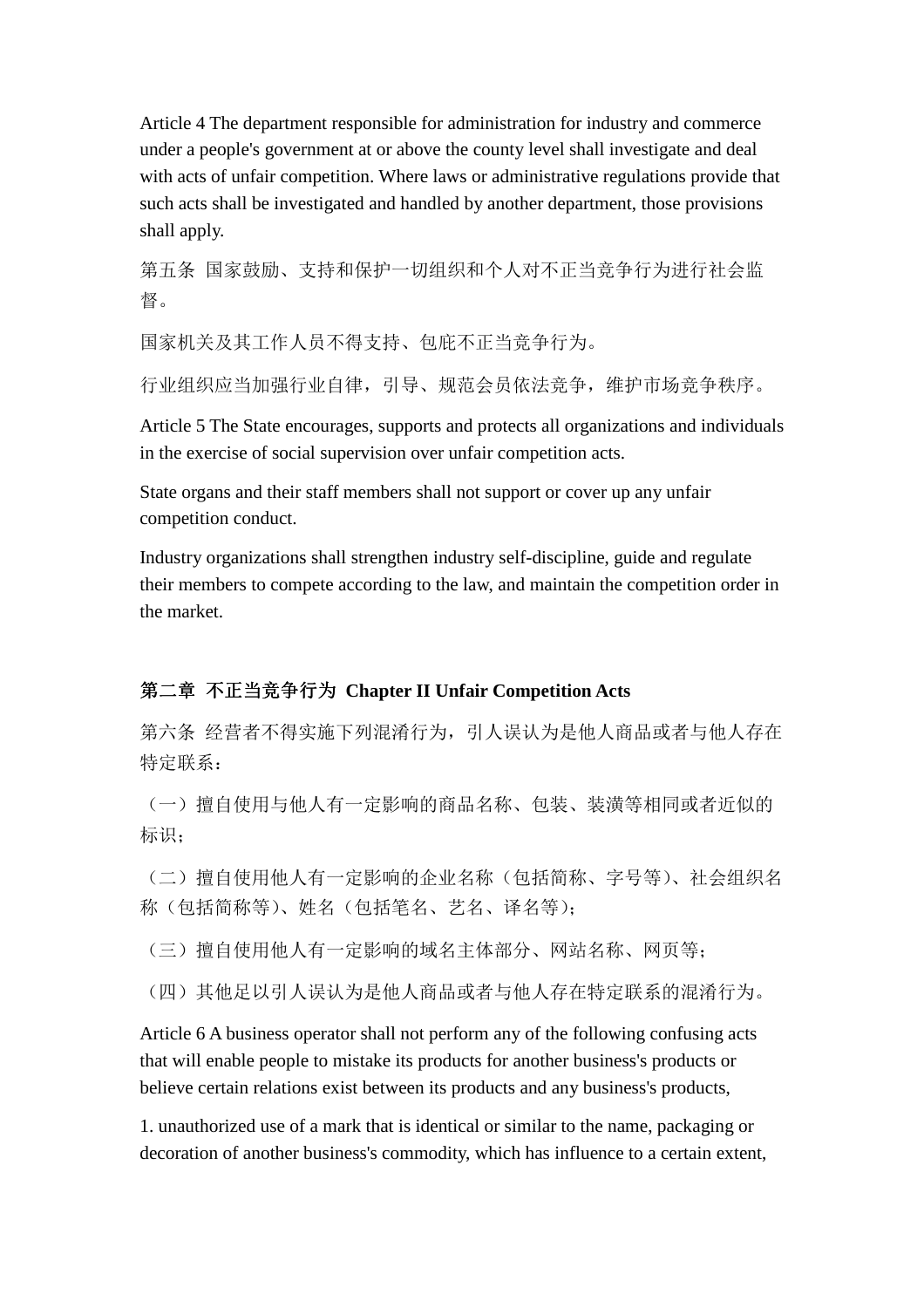Article 4 The department responsible for administration for industry and commerce under a people's government at or above the county level shall investigate and deal with acts of unfair competition. Where laws or administrative regulations provide that such acts shall be investigated and handled by another department, those provisions shall apply.

第五条 国家鼓励、支持和保护一切组织和个人对不正当竞争行为进行社会监督。

国家机关及其工作人员不得支持、包庇不正当竞争行为。

行业组织应当加强行业自律，引导、规范会员依法竞争，维护市场竞争秩序。

Article 5 The State encourages, supports and protects all organizations and individuals in the exercise of social supervision over unfair competition acts.

State organs and their staff members shall not support or cover up any unfair competition conduct.

Industry organizations shall strengthen industry self-discipline, guide and regulate their members to compete according to the law, and maintain the competition order in the market.

## 第二章 不正当竞争行为 Chapter II Unfair Competition Acts

第六条 经营者不得实施下列混淆行为，引人误认为是他人商品或者与他人存在特定联系：

（一）擅自使用与他人有一定影响的商品名称、包装、装潢等相同或者近似的标识；

（二）擅自使用他人有一定影响的企业名称（包括简称、字号等）、社会组织名称（包括简称等）、姓名（包括笔名、艺名、译名等）；

（三）擅自使用他人有一定影响的域名主体部分、网站名称、网页等；

（四）其他足以引人误认为是他人商品或者与他人存在特定联系的混淆行为。

Article 6 A business operator shall not perform any of the following confusing acts that will enable people to mistake its products for another business's products or believe certain relations exist between its products and any business's products,

1. unauthorized use of a mark that is identical or similar to the name, packaging or decoration of another business's commodity, which has influence to a certain extent,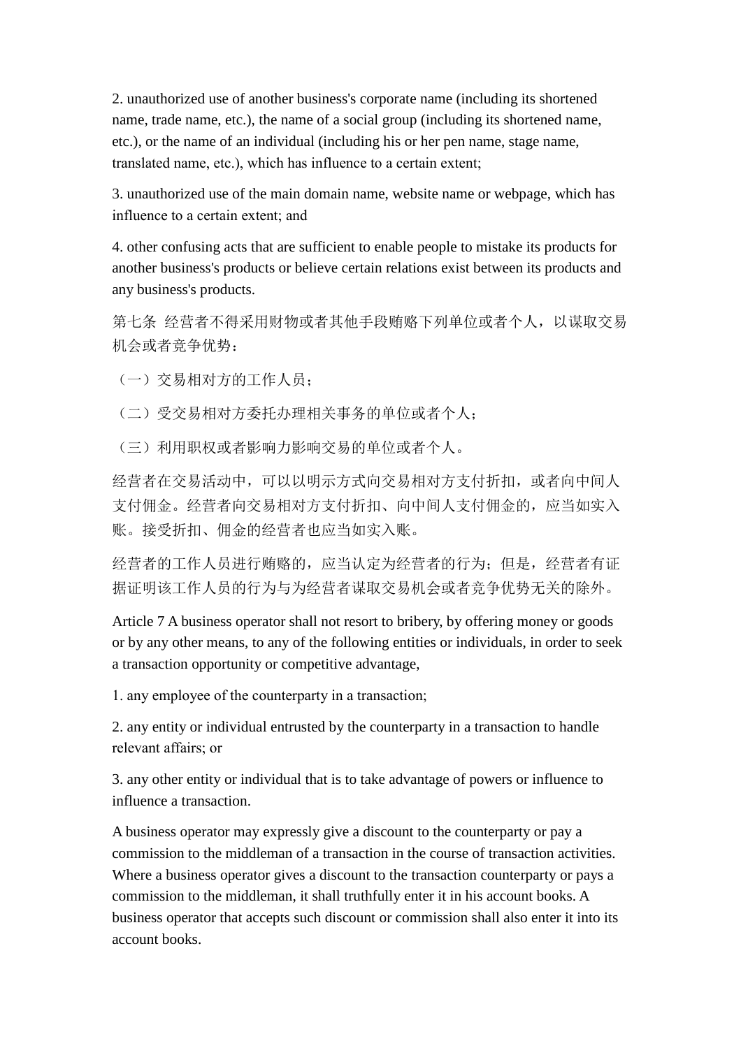2. unauthorized use of another business's corporate name (including its shortened name, trade name, etc.), the name of a social group (including its shortened name, etc.), or the name of an individual (including his or her pen name, stage name, translated name, etc.), which has influence to a certain extent;

3. unauthorized use of the main domain name, website name or webpage, which has influence to a certain extent; and

4. other confusing acts that are sufficient to enable people to mistake its products for another business's products or believe certain relations exist between its products and any business's products.

第七条 经营者不得采用财物或者其他手段贿赂下列单位或者个人，以谋取交易机会或者竞争优势：

（一）交易相对方的工作人员；

（二）受交易相对方委托办理相关事务的单位或者个人；

（三）利用职权或者影响力影响交易的单位或者个人。

经营者在交易活动中，可以以明示方式向交易相对方支付折扣，或者向中间人支付佣金。经营者向交易相对方支付折扣、向中间人支付佣金的，应当如实入账。接受折扣、佣金的经营者也应当如实入账。

经营者的工作人员进行贿赂的，应当认定为经营者的行为；但是，经营者有证据证明该工作人员的行为与为经营者谋取交易机会或者竞争优势无关的除外。

Article 7 A business operator shall not resort to bribery, by offering money or goods or by any other means, to any of the following entities or individuals, in order to seek a transaction opportunity or competitive advantage,

1. any employee of the counterparty in a transaction;

2. any entity or individual entrusted by the counterparty in a transaction to handle relevant affairs; or

3. any other entity or individual that is to take advantage of powers or influence to influence a transaction.

A business operator may expressly give a discount to the counterparty or pay a commission to the middleman of a transaction in the course of transaction activities. Where a business operator gives a discount to the transaction counterparty or pays a commission to the middleman, it shall truthfully enter it in his account books. A business operator that accepts such discount or commission shall also enter it into its account books.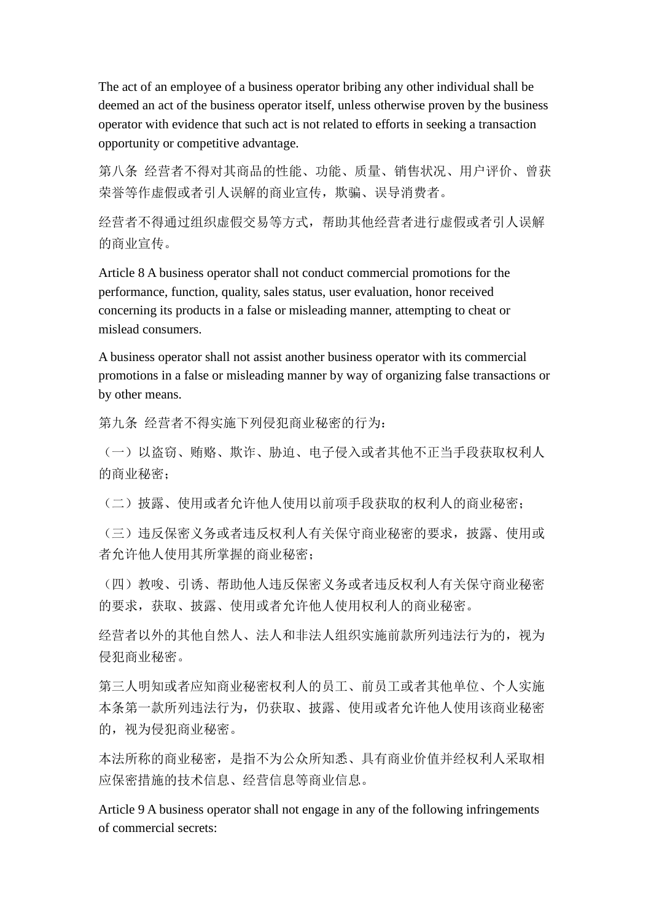The act of an employee of a business operator bribing any other individual shall be deemed an act of the business operator itself, unless otherwise proven by the business operator with evidence that such act is not related to efforts in seeking a transaction opportunity or competitive advantage.

第八条 经营者不得对其商品的性能、功能、质量、销售状况、用户评价、曾获荣誉等作虚假或者引人误解的商业宣传，欺骗、误导消费者。

经营者不得通过组织虚假交易等方式，帮助其他经营者进行虚假或者引人误解的商业宣传。

Article 8 A business operator shall not conduct commercial promotions for the performance, function, quality, sales status, user evaluation, honor received concerning its products in a false or misleading manner, attempting to cheat or mislead consumers.

A business operator shall not assist another business operator with its commercial promotions in a false or misleading manner by way of organizing false transactions or by other means.

第九条 经营者不得实施下列侵犯商业秘密的行为：

（一）以盗窃、贿赂、欺诈、胁迫、电子侵入或者其他不正当手段获取权利人的商业秘密；

（二）披露、使用或者允许他人使用以前项手段获取的权利人的商业秘密；

（三）违反保密义务或者违反权利人有关保守商业秘密的要求，披露、使用或者允许他人使用其所掌握的商业秘密；

（四）教唆、引诱、帮助他人违反保密义务或者违反权利人有关保守商业秘密的要求，获取、披露、使用或者允许他人使用权利人的商业秘密。

经营者以外的其他自然人、法人和非法人组织实施前款所列违法行为的，视为侵犯商业秘密。

第三人明知或者应知商业秘密权利人的员工、前员工或者其他单位、个人实施本条第一款所列违法行为，仍获取、披露、使用或者允许他人使用该商业秘密的，视为侵犯商业秘密。

本法所称的商业秘密，是指不为公众所知悉、具有商业价值并经权利人采取相应保密措施的技术信息、经营信息等商业信息。

Article 9 A business operator shall not engage in any of the following infringements of commercial secrets: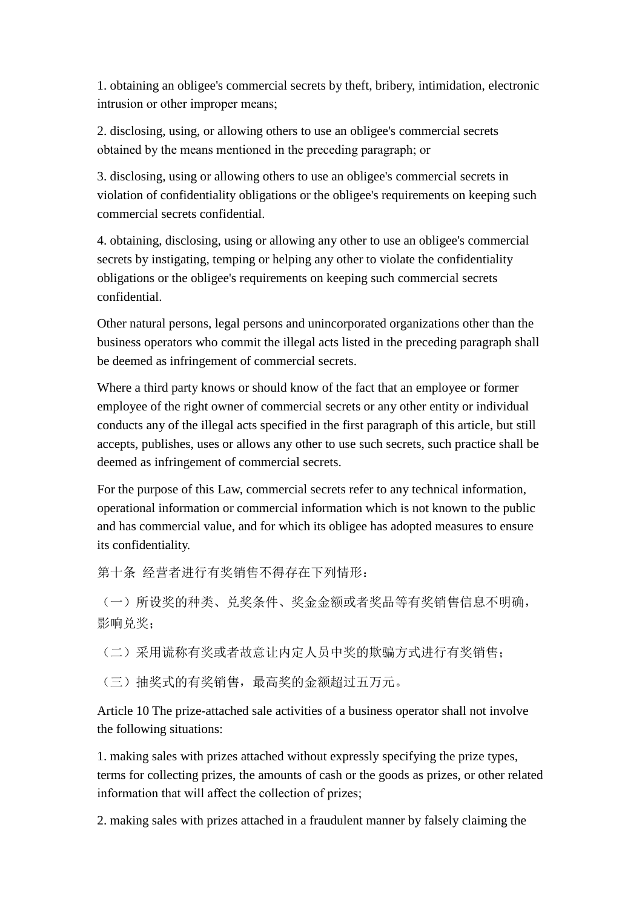1. obtaining an obligee's commercial secrets by theft, bribery, intimidation, electronic intrusion or other improper means;

2. disclosing, using, or allowing others to use an obligee's commercial secrets obtained by the means mentioned in the preceding paragraph; or

3. disclosing, using or allowing others to use an obligee's commercial secrets in violation of confidentiality obligations or the obligee's requirements on keeping such commercial secrets confidential.

4. obtaining, disclosing, using or allowing any other to use an obligee's commercial secrets by instigating, temping or helping any other to violate the confidentiality obligations or the obligee's requirements on keeping such commercial secrets confidential.

Other natural persons, legal persons and unincorporated organizations other than the business operators who commit the illegal acts listed in the preceding paragraph shall be deemed as infringement of commercial secrets.

Where a third party knows or should know of the fact that an employee or former employee of the right owner of commercial secrets or any other entity or individual conducts any of the illegal acts specified in the first paragraph of this article, but still accepts, publishes, uses or allows any other to use such secrets, such practice shall be deemed as infringement of commercial secrets.

For the purpose of this Law, commercial secrets refer to any technical information, operational information or commercial information which is not known to the public and has commercial value, and for which its obligee has adopted measures to ensure its confidentiality.

第十条 经营者进行有奖销售不得存在下列情形：

（一）所设奖的种类、兑奖条件、奖金金额或者奖品等有奖销售信息不明确，影响兑奖；

（二）采用谎称有奖或者故意让内定人员中奖的欺骗方式进行有奖销售；

（三）抽奖式的有奖销售，最高奖的金额超过五万元。

Article 10 The prize-attached sale activities of a business operator shall not involve the following situations:

1. making sales with prizes attached without expressly specifying the prize types, terms for collecting prizes, the amounts of cash or the goods as prizes, or other related information that will affect the collection of prizes;

2. making sales with prizes attached in a fraudulent manner by falsely claiming the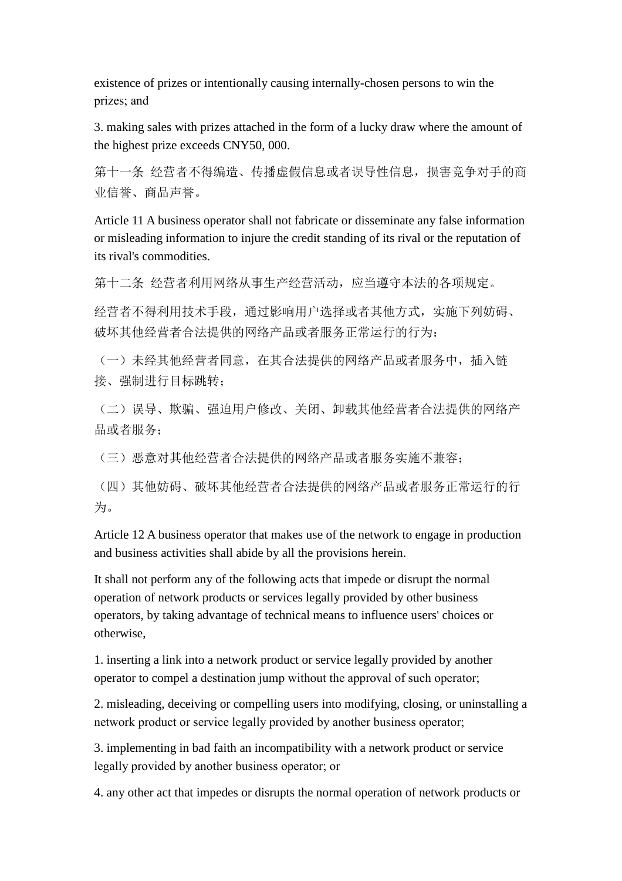existence of prizes or intentionally causing internally-chosen persons to win the prizes; and

3. making sales with prizes attached in the form of a lucky draw where the amount of the highest prize exceeds CNY50, 000.

第十一条 经营者不得编造、传播虚假信息或者误导性信息，损害竞争对手的商业信誉、商品声誉。

Article 11 A business operator shall not fabricate or disseminate any false information or misleading information to injure the credit standing of its rival or the reputation of its rival's commodities.

第十二条 经营者利用网络从事生产经营活动，应当遵守本法的各项规定。

经营者不得利用技术手段，通过影响用户选择或者其他方式，实施下列妨碍、破坏其他经营者合法提供的网络产品或者服务正常运行的行为：

（一）未经其他经营者同意，在其合法提供的网络产品或者服务中，插入链接、强制进行目标跳转；

（二）误导、欺骗、强迫用户修改、关闭、卸载其他经营者合法提供的网络产品或者服务；

（三）恶意对其他经营者合法提供的网络产品或者服务实施不兼容；

（四）其他妨碍、破坏其他经营者合法提供的网络产品或者服务正常运行的行为。

Article 12 A business operator that makes use of the network to engage in production and business activities shall abide by all the provisions herein.

It shall not perform any of the following acts that impede or disrupt the normal operation of network products or services legally provided by other business operators, by taking advantage of technical means to influence users' choices or otherwise,

1. inserting a link into a network product or service legally provided by another operator to compel a destination jump without the approval of such operator;

2. misleading, deceiving or compelling users into modifying, closing, or uninstalling a network product or service legally provided by another business operator;

3. implementing in bad faith an incompatibility with a network product or service legally provided by another business operator; or

4. any other act that impedes or disrupts the normal operation of network products or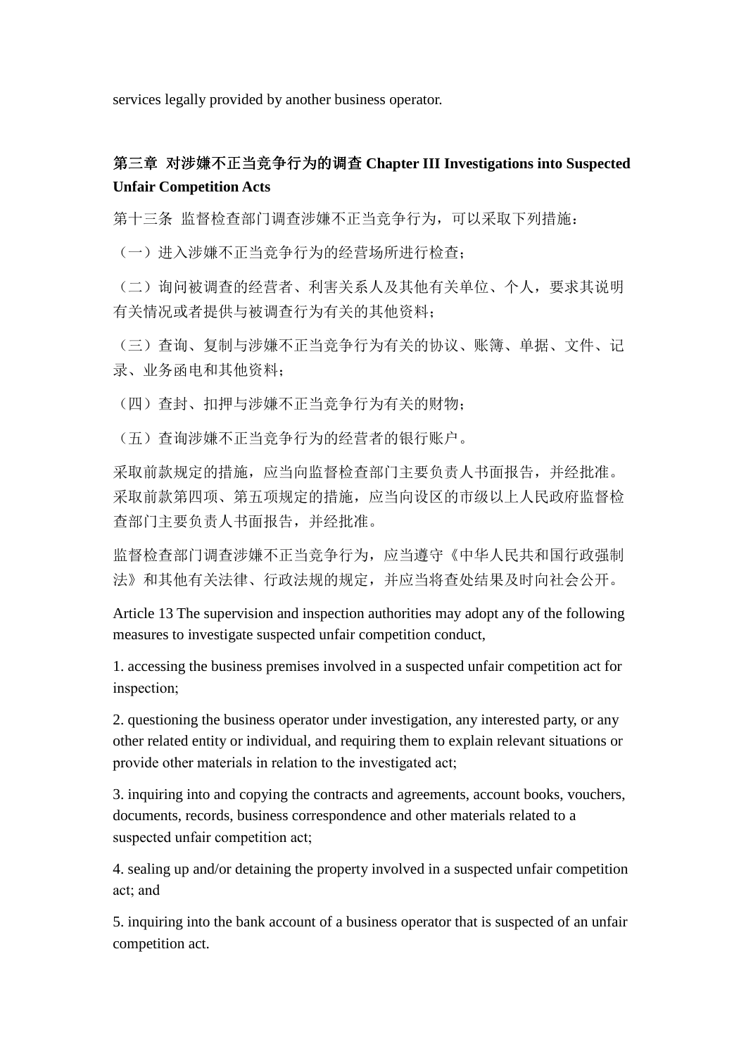services legally provided by another business operator.

## 第三章 对涉嫌不正当竞争行为的调查 Chapter III Investigations into Suspected Unfair Competition Acts

第十三条 监督检查部门调查涉嫌不正当竞争行为，可以采取下列措施：

（一）进入涉嫌不正当竞争行为的经营场所进行检查；

（二）询问被调查的经营者、利害关系人及其他有关单位、个人，要求其说明有关情况或者提供与被调查行为有关的其他资料；

（三）查询、复制与涉嫌不正当竞争行为有关的协议、账簿、单据、文件、记录、业务函电和其他资料；

（四）查封、扣押与涉嫌不正当竞争行为有关的财物；

（五）查询涉嫌不正当竞争行为的经营者的银行账户。

采取前款规定的措施，应当向监督检查部门主要负责人书面报告，并经批准。采取前款第四项、第五项规定的措施，应当向设区的市级以上人民政府监督检查部门主要负责人书面报告，并经批准。

监督检查部门调查涉嫌不正当竞争行为，应当遵守《中华人民共和国行政强制法》和其他有关法律、行政法规的规定，并应当将查处结果及时向社会公开。

Article 13 The supervision and inspection authorities may adopt any of the following measures to investigate suspected unfair competition conduct,

1. accessing the business premises involved in a suspected unfair competition act for inspection;

2. questioning the business operator under investigation, any interested party, or any other related entity or individual, and requiring them to explain relevant situations or provide other materials in relation to the investigated act;

3. inquiring into and copying the contracts and agreements, account books, vouchers, documents, records, business correspondence and other materials related to a suspected unfair competition act;

4. sealing up and/or detaining the property involved in a suspected unfair competition act; and

5. inquiring into the bank account of a business operator that is suspected of an unfair competition act.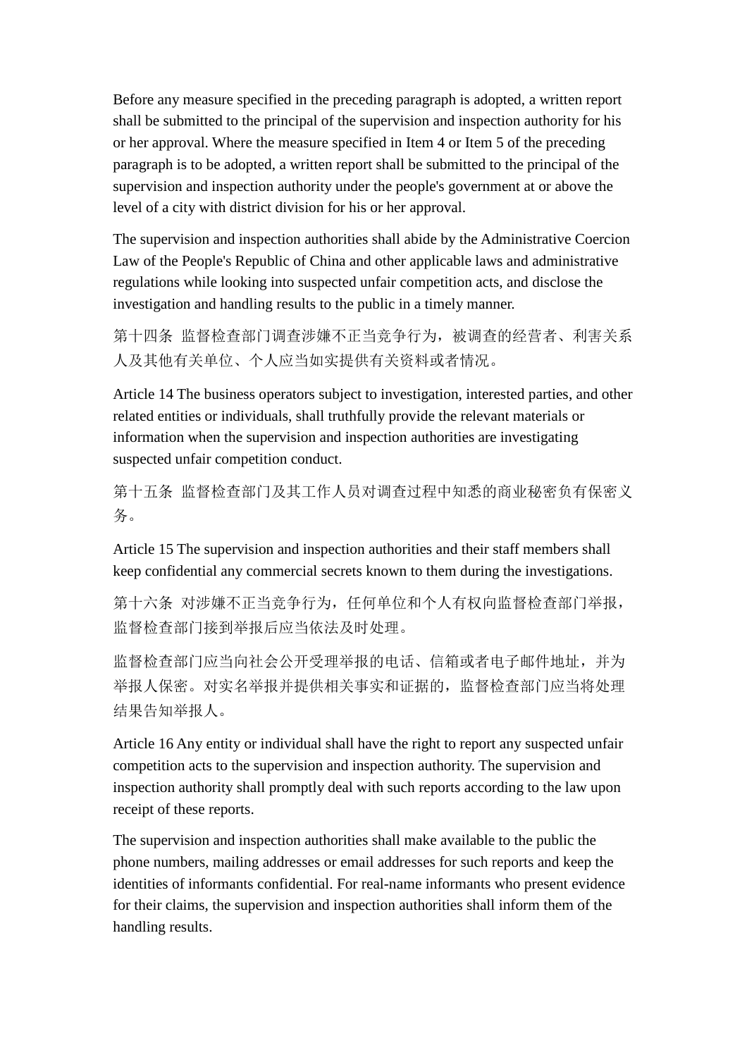Before any measure specified in the preceding paragraph is adopted, a written report shall be submitted to the principal of the supervision and inspection authority for his or her approval. Where the measure specified in Item 4 or Item 5 of the preceding paragraph is to be adopted, a written report shall be submitted to the principal of the supervision and inspection authority under the people's government at or above the level of a city with district division for his or her approval.

The supervision and inspection authorities shall abide by the Administrative Coercion Law of the People's Republic of China and other applicable laws and administrative regulations while looking into suspected unfair competition acts, and disclose the investigation and handling results to the public in a timely manner.

第十四条 监督检查部门调查涉嫌不正当竞争行为，被调查的经营者、利害关系人及其他有关单位、个人应当如实提供有关资料或者情况。

Article 14 The business operators subject to investigation, interested parties, and other related entities or individuals, shall truthfully provide the relevant materials or information when the supervision and inspection authorities are investigating suspected unfair competition conduct.

第十五条 监督检查部门及其工作人员对调查过程中知悉的商业秘密负有保密义务。

Article 15 The supervision and inspection authorities and their staff members shall keep confidential any commercial secrets known to them during the investigations.

第十六条 对涉嫌不正当竞争行为，任何单位和个人有权向监督检查部门举报，监督检查部门接到举报后应当依法及时处理。

监督检查部门应当向社会公开受理举报的电话、信箱或者电子邮件地址，并为举报人保密。对实名举报并提供相关事实和证据的，监督检查部门应当将处理结果告知举报人。

Article 16 Any entity or individual shall have the right to report any suspected unfair competition acts to the supervision and inspection authority. The supervision and inspection authority shall promptly deal with such reports according to the law upon receipt of these reports.

The supervision and inspection authorities shall make available to the public the phone numbers, mailing addresses or email addresses for such reports and keep the identities of informants confidential. For real-name informants who present evidence for their claims, the supervision and inspection authorities shall inform them of the handling results.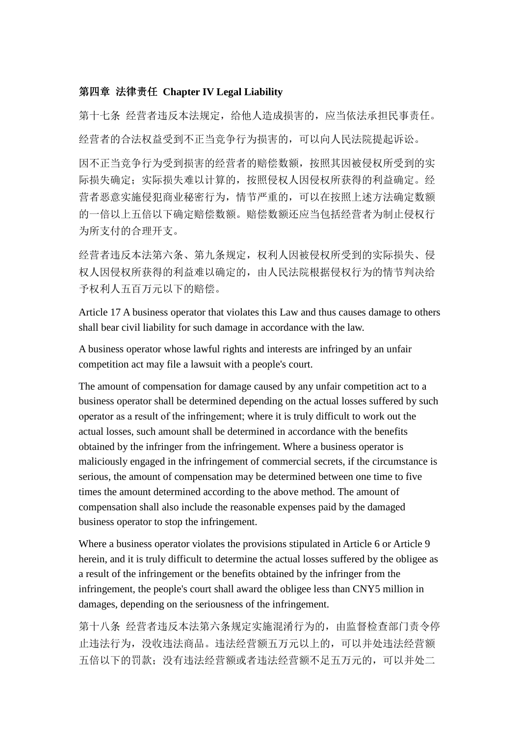**第四章 法律责任 Chapter IV Legal Liability**

第十七条 经营者违反本法规定，给他人造成损害的，应当依法承担民事责任。

经营者的合法权益受到不正当竞争行为损害的，可以向人民法院提起诉讼。

因不正当竞争行为受到损害的经营者的赔偿数额，按照其因被侵权所受到的实际损失确定；实际损失难以计算的，按照侵权人因侵权所获得的利益确定。经营者恶意实施侵犯商业秘密行为，情节严重的，可以在按照上述方法确定数额的一倍以上五倍以下确定赔偿数额。赔偿数额还应当包括经营者为制止侵权行为所支付的合理开支。

经营者违反本法第六条、第九条规定，权利人因被侵权所受到的实际损失、侵权人因侵权所获得的利益难以确定的，由人民法院根据侵权行为的情节判决给予权利人五百万元以下的赔偿。

Article 17 A business operator that violates this Law and thus causes damage to others shall bear civil liability for such damage in accordance with the law.

A business operator whose lawful rights and interests are infringed by an unfair competition act may file a lawsuit with a people's court.

The amount of compensation for damage caused by any unfair competition act to a business operator shall be determined depending on the actual losses suffered by such operator as a result of the infringement; where it is truly difficult to work out the actual losses, such amount shall be determined in accordance with the benefits obtained by the infringer from the infringement. Where a business operator is maliciously engaged in the infringement of commercial secrets, if the circumstance is serious, the amount of compensation may be determined between one time to five times the amount determined according to the above method. The amount of compensation shall also include the reasonable expenses paid by the damaged business operator to stop the infringement.

Where a business operator violates the provisions stipulated in Article 6 or Article 9 herein, and it is truly difficult to determine the actual losses suffered by the obligee as a result of the infringement or the benefits obtained by the infringer from the infringement, the people's court shall award the obligee less than CNY5 million in damages, depending on the seriousness of the infringement.

第十八条 经营者违反本法第六条规定实施混淆行为的，由监督检查部门责令停止违法行为，没收违法商品。违法经营额五万元以上的，可以并处违法经营额五倍以下的罚款；没有违法经营额或者违法经营额不足五万元的，可以并处二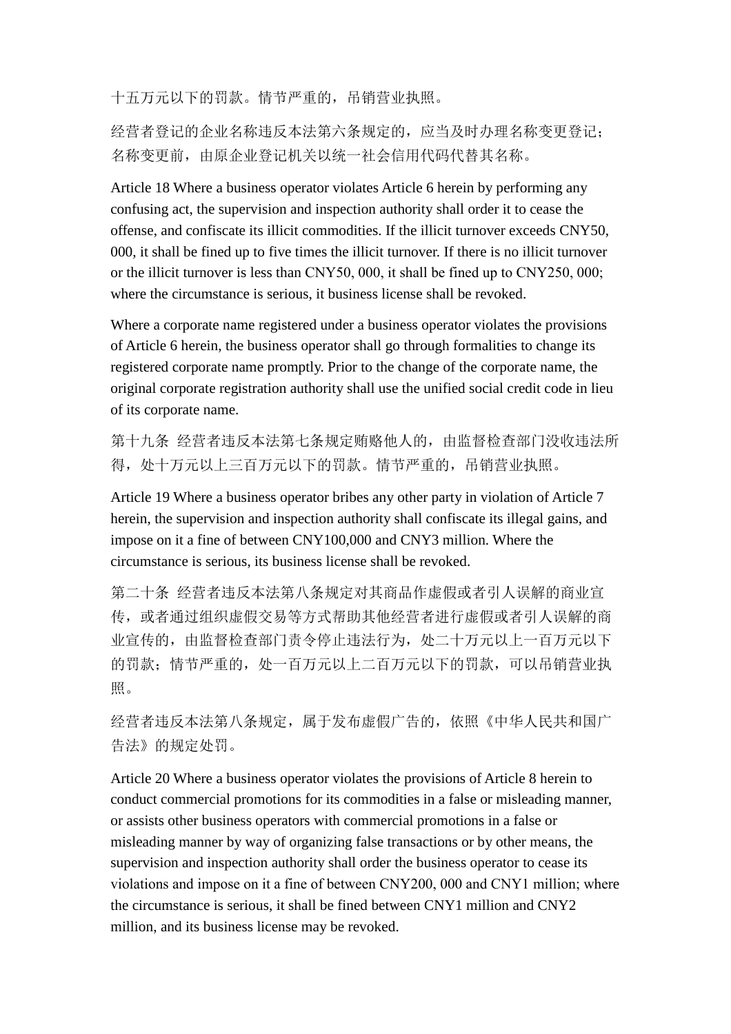十五万元以下的罚款。情节严重的，吊销营业执照。

经营者登记的企业名称违反本法第六条规定的，应当及时办理名称变更登记；名称变更前，由原企业登记机关以统一社会信用代码代替其名称。

Article 18 Where a business operator violates Article 6 herein by performing any confusing act, the supervision and inspection authority shall order it to cease the offense, and confiscate its illicit commodities. If the illicit turnover exceeds CNY50, 000, it shall be fined up to five times the illicit turnover. If there is no illicit turnover or the illicit turnover is less than CNY50, 000, it shall be fined up to CNY250, 000; where the circumstance is serious, it business license shall be revoked.

Where a corporate name registered under a business operator violates the provisions of Article 6 herein, the business operator shall go through formalities to change its registered corporate name promptly. Prior to the change of the corporate name, the original corporate registration authority shall use the unified social credit code in lieu of its corporate name.

第十九条 经营者违反本法第七条规定贿赂他人的，由监督检查部门没收违法所得，处十万元以上三百万元以下的罚款。情节严重的，吊销营业执照。

Article 19 Where a business operator bribes any other party in violation of Article 7 herein, the supervision and inspection authority shall confiscate its illegal gains, and impose on it a fine of between CNY100,000 and CNY3 million. Where the circumstance is serious, its business license shall be revoked.

第二十条 经营者违反本法第八条规定对其商品作虚假或者引人误解的商业宣传，或者通过组织虚假交易等方式帮助其他经营者进行虚假或者引人误解的商业宣传的，由监督检查部门责令停止违法行为，处二十万元以上一百万元以下的罚款；情节严重的，处一百万元以上二百万元以下的罚款，可以吊销营业执照。

经营者违反本法第八条规定，属于发布虚假广告的，依照《中华人民共和国广告法》的规定处罚。

Article 20 Where a business operator violates the provisions of Article 8 herein to conduct commercial promotions for its commodities in a false or misleading manner, or assists other business operators with commercial promotions in a false or misleading manner by way of organizing false transactions or by other means, the supervision and inspection authority shall order the business operator to cease its violations and impose on it a fine of between CNY200, 000 and CNY1 million; where the circumstance is serious, it shall be fined between CNY1 million and CNY2 million, and its business license may be revoked.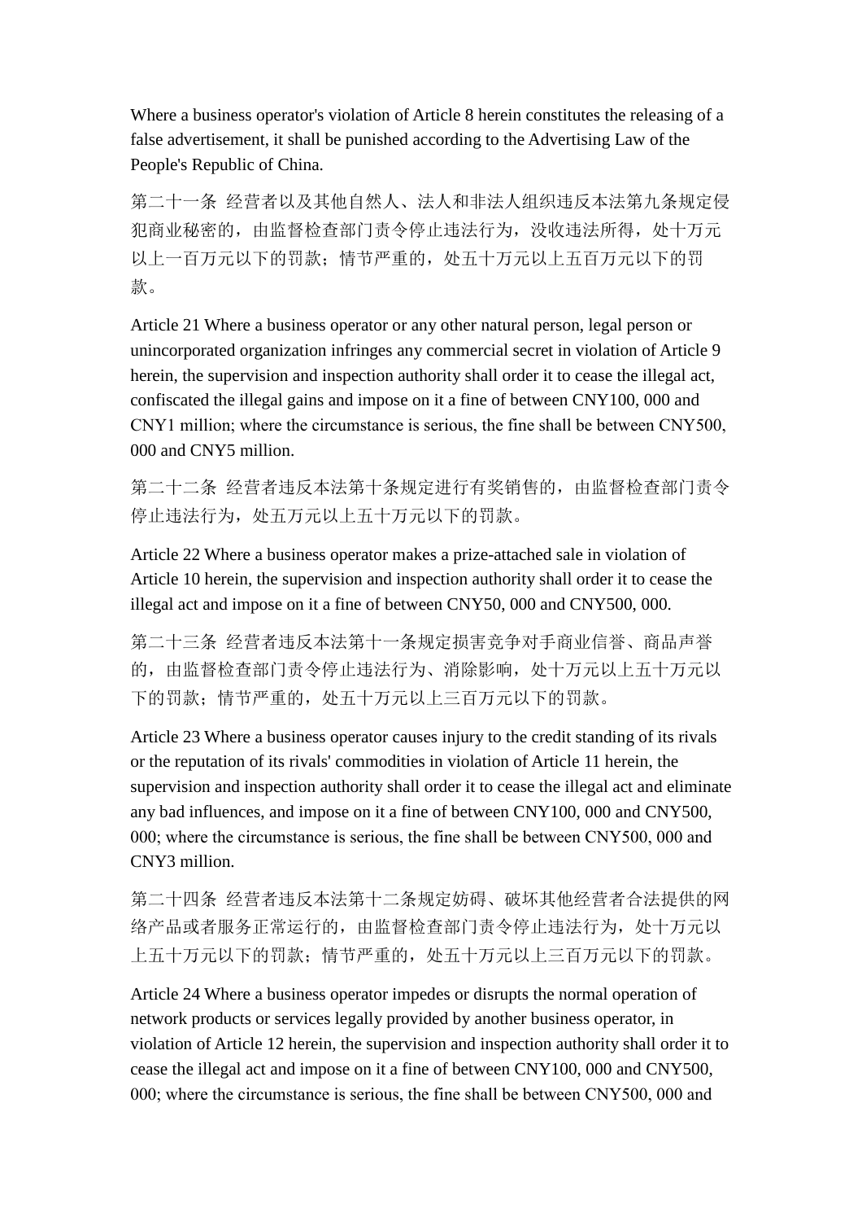Where a business operator's violation of Article 8 herein constitutes the releasing of a false advertisement, it shall be punished according to the Advertising Law of the People's Republic of China.

第二十一条 经营者以及其他自然人、法人和非法人组织违反本法第九条规定侵犯商业秘密的，由监督检查部门责令停止违法行为，没收违法所得，处十万元以上一百万元以下的罚款；情节严重的，处五十万元以上五百万元以下的罚款。

Article 21 Where a business operator or any other natural person, legal person or unincorporated organization infringes any commercial secret in violation of Article 9 herein, the supervision and inspection authority shall order it to cease the illegal act, confiscated the illegal gains and impose on it a fine of between CNY100, 000 and CNY1 million; where the circumstance is serious, the fine shall be between CNY500, 000 and CNY5 million.

第二十二条 经营者违反本法第十条规定进行有奖销售的，由监督检查部门责令停止违法行为，处五万元以上五十万元以下的罚款。

Article 22 Where a business operator makes a prize-attached sale in violation of Article 10 herein, the supervision and inspection authority shall order it to cease the illegal act and impose on it a fine of between CNY50, 000 and CNY500, 000.

第二十三条 经营者违反本法第十一条规定损害竞争对手商业信誉、商品声誉的，由监督检查部门责令停止违法行为、消除影响，处十万元以上五十万元以下的罚款；情节严重的，处五十万元以上三百万元以下的罚款。

Article 23 Where a business operator causes injury to the credit standing of its rivals or the reputation of its rivals' commodities in violation of Article 11 herein, the supervision and inspection authority shall order it to cease the illegal act and eliminate any bad influences, and impose on it a fine of between CNY100, 000 and CNY500, 000; where the circumstance is serious, the fine shall be between CNY500, 000 and CNY3 million.

第二十四条 经营者违反本法第十二条规定妨碍、破坏其他经营者合法提供的网络产品或者服务正常运行的，由监督检查部门责令停止违法行为，处十万元以上五十万元以下的罚款；情节严重的，处五十万元以上三百万元以下的罚款。

Article 24 Where a business operator impedes or disrupts the normal operation of network products or services legally provided by another business operator, in violation of Article 12 herein, the supervision and inspection authority shall order it to cease the illegal act and impose on it a fine of between CNY100, 000 and CNY500, 000; where the circumstance is serious, the fine shall be between CNY500, 000 and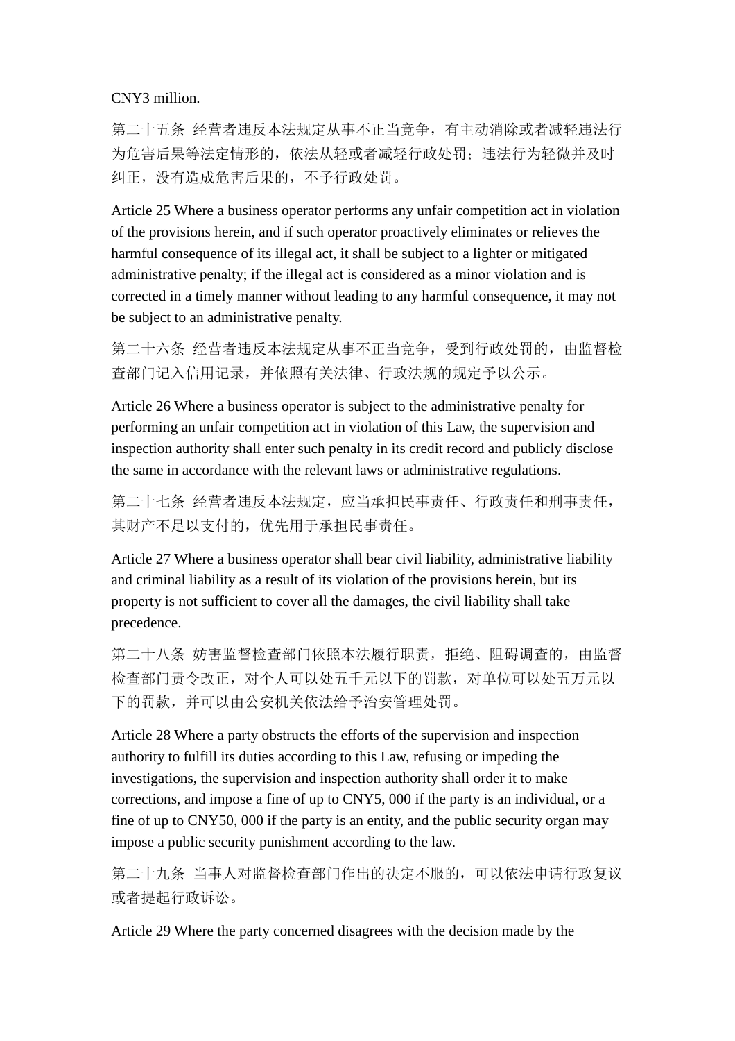CNY3 million.

第二十五条 经营者违反本法规定从事不正当竞争，有主动消除或者减轻违法行为危害后果等法定情形的，依法从轻或者减轻行政处罚；违法行为轻微并及时纠正，没有造成危害后果的，不予行政处罚。

Article 25 Where a business operator performs any unfair competition act in violation of the provisions herein, and if such operator proactively eliminates or relieves the harmful consequence of its illegal act, it shall be subject to a lighter or mitigated administrative penalty; if the illegal act is considered as a minor violation and is corrected in a timely manner without leading to any harmful consequence, it may not be subject to an administrative penalty.

第二十六条 经营者违反本法规定从事不正当竞争，受到行政处罚的，由监督检查部门记入信用记录，并依照有关法律、行政法规的规定予以公示。

Article 26 Where a business operator is subject to the administrative penalty for performing an unfair competition act in violation of this Law, the supervision and inspection authority shall enter such penalty in its credit record and publicly disclose the same in accordance with the relevant laws or administrative regulations.

第二十七条 经营者违反本法规定，应当承担民事责任、行政责任和刑事责任，其财产不足以支付的，优先用于承担民事责任。

Article 27 Where a business operator shall bear civil liability, administrative liability and criminal liability as a result of its violation of the provisions herein, but its property is not sufficient to cover all the damages, the civil liability shall take precedence.

第二十八条 妨害监督检查部门依照本法履行职责，拒绝、阻碍调查的，由监督检查部门责令改正，对个人可以处五千元以下的罚款，对单位可以处五万元以下的罚款，并可以由公安机关依法给予治安管理处罚。

Article 28 Where a party obstructs the efforts of the supervision and inspection authority to fulfill its duties according to this Law, refusing or impeding the investigations, the supervision and inspection authority shall order it to make corrections, and impose a fine of up to CNY5, 000 if the party is an individual, or a fine of up to CNY50, 000 if the party is an entity, and the public security organ may impose a public security punishment according to the law.

第二十九条 当事人对监督检查部门作出的决定不服的，可以依法申请行政复议或者提起行政诉讼。

Article 29 Where the party concerned disagrees with the decision made by the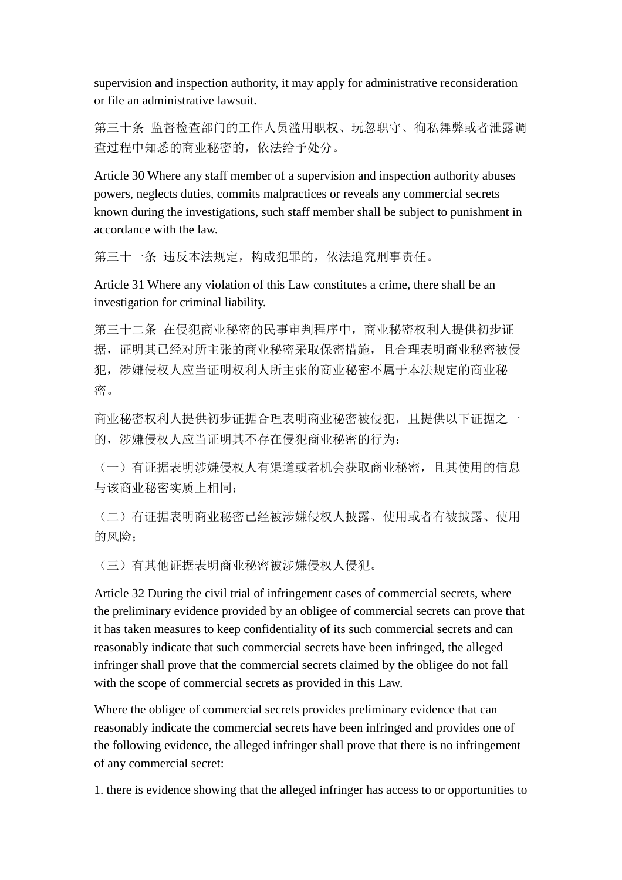supervision and inspection authority, it may apply for administrative reconsideration or file an administrative lawsuit.

第三十条 监督检查部门的工作人员滥用职权、玩忽职守、徇私舞弊或者泄露调查过程中知悉的商业秘密的，依法给予处分。

Article 30 Where any staff member of a supervision and inspection authority abuses powers, neglects duties, commits malpractices or reveals any commercial secrets known during the investigations, such staff member shall be subject to punishment in accordance with the law.

第三十一条 违反本法规定，构成犯罪的，依法追究刑事责任。

Article 31 Where any violation of this Law constitutes a crime, there shall be an investigation for criminal liability.

第三十二条 在侵犯商业秘密的民事审判程序中，商业秘密权利人提供初步证据，证明其已经对所主张的商业秘密采取保密措施，且合理表明商业秘密被侵犯，涉嫌侵权人应当证明权利人所主张的商业秘密不属于本法规定的商业秘密。

商业秘密权利人提供初步证据合理表明商业秘密被侵犯，且提供以下证据之一的，涉嫌侵权人应当证明其不存在侵犯商业秘密的行为：

（一）有证据表明涉嫌侵权人有渠道或者机会获取商业秘密，且其使用的信息与该商业秘密实质上相同；

（二）有证据表明商业秘密已经被涉嫌侵权人披露、使用或者有被披露、使用的风险；

（三）有其他证据表明商业秘密被涉嫌侵权人侵犯。

Article 32 During the civil trial of infringement cases of commercial secrets, where the preliminary evidence provided by an obligee of commercial secrets can prove that it has taken measures to keep confidentiality of its such commercial secrets and can reasonably indicate that such commercial secrets have been infringed, the alleged infringer shall prove that the commercial secrets claimed by the obligee do not fall with the scope of commercial secrets as provided in this Law.

Where the obligee of commercial secrets provides preliminary evidence that can reasonably indicate the commercial secrets have been infringed and provides one of the following evidence, the alleged infringer shall prove that there is no infringement of any commercial secret:

1. there is evidence showing that the alleged infringer has access to or opportunities to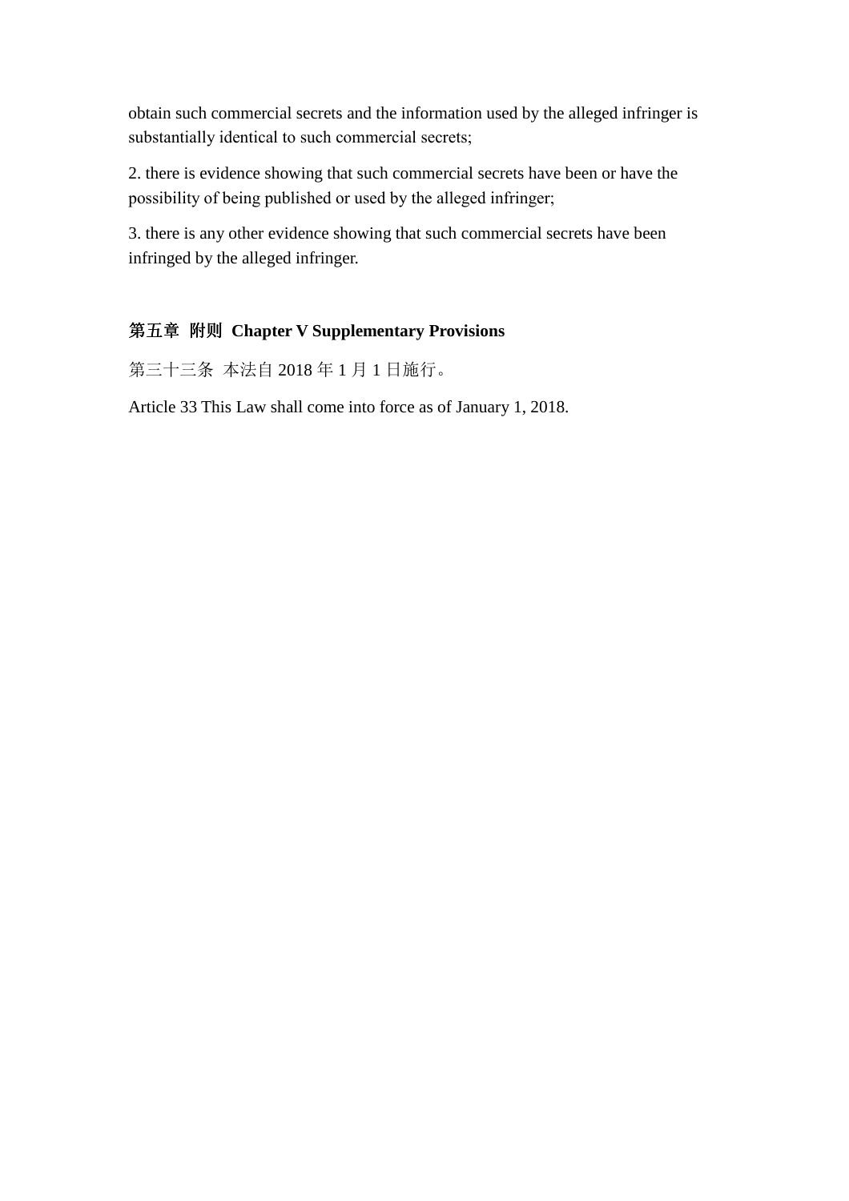obtain such commercial secrets and the information used by the alleged infringer is substantially identical to such commercial secrets;

2. there is evidence showing that such commercial secrets have been or have the possibility of being published or used by the alleged infringer;

3. there is any other evidence showing that such commercial secrets have been infringed by the alleged infringer.

## 第五章 附则 Chapter V Supplementary Provisions

第三十三条 本法自 2018 年 1 月 1 日施行。

Article 33 This Law shall come into force as of January 1, 2018.